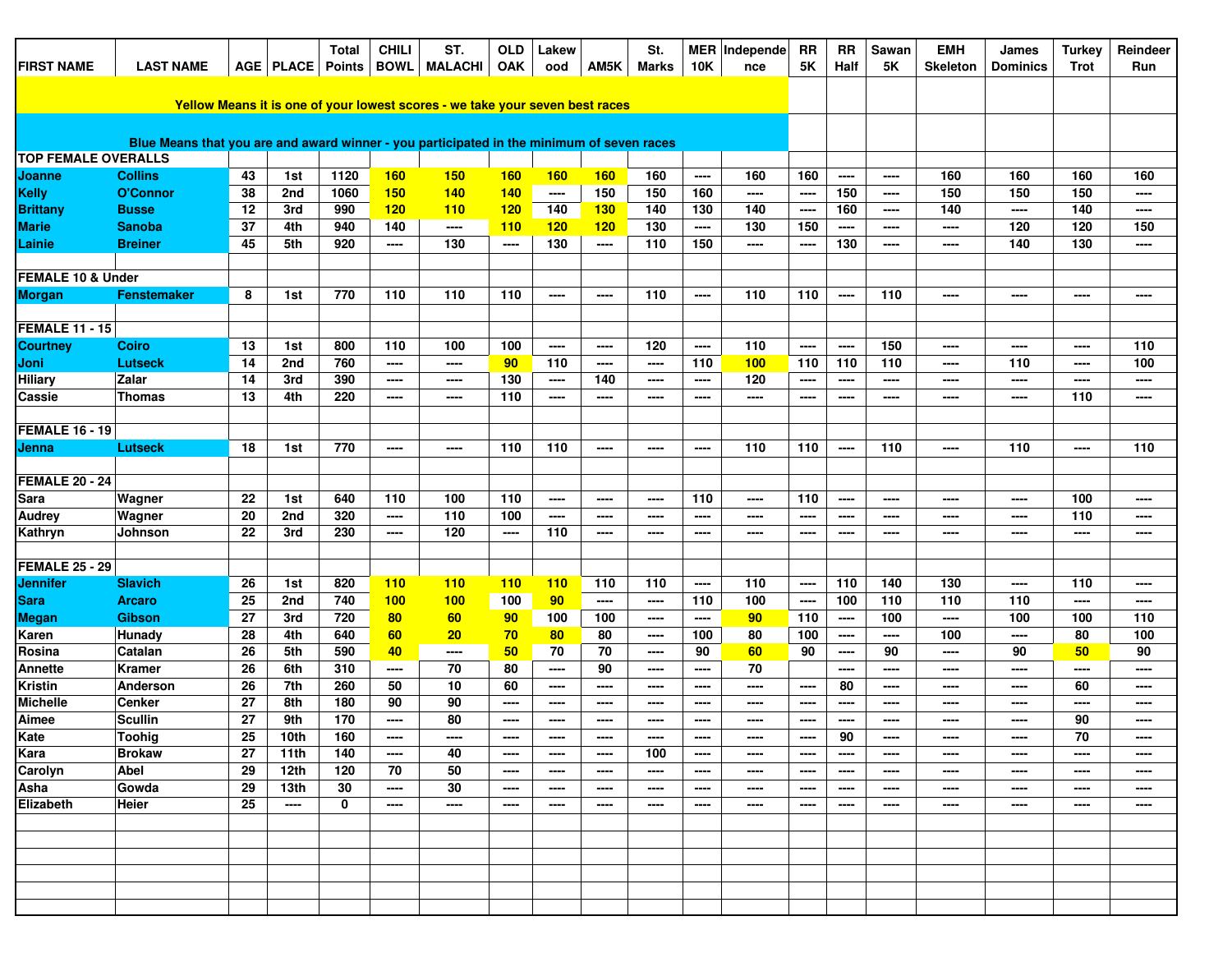| FIRST NAME | LAST NAME | AGE | PLACE | Total Points | CHILI BOWL | ST. MALACHI | OLD OAK | Lakewood | AM5K | St. Marks | MER 10K | Independence | RR 5K | RR Half | Sawan 5K | EMH Skeleton | James Dominics | Turkey Trot | Reindeer Run |
|---|---|---|---|---|---|---|---|---|---|---|---|---|---|---|---|---|---|---|---|
| Yellow Means it is one of your lowest scores - we take your seven best races | | | | | | | | | | | | | | | | | | | |
| Blue Means that you are and award winner - you participated in the minimum of seven races | | | | | | | | | | | | | | | | | | | |
| **TOP FEMALE OVERALLS** | | | | | | | | | | | | | | | | | | | |
| Joanne | Collins | 43 | 1st | 1120 | 160 | 150 | 160 | 160 | 160 | 160 | ---- | 160 | 160 | ---- | ---- | 160 | 160 | 160 | 160 |
| Kelly | O'Connor | 38 | 2nd | 1060 | 150 | 140 | 140 | ---- | 150 | 150 | 160 | ---- | ---- | 150 | ---- | 150 | 150 | 150 | ---- |
| Brittany | Busse | 12 | 3rd | 990 | 120 | 110 | 120 | 140 | 130 | 140 | 130 | 140 | ---- | 160 | ---- | 140 | ---- | 140 | ---- |
| Marie | Sanoba | 37 | 4th | 940 | 140 | ---- | 110 | 120 | 120 | 130 | ---- | 130 | 150 | ---- | ---- | ---- | 120 | 120 | 150 |
| Lainie | Breiner | 45 | 5th | 920 | ---- | 130 | ---- | 130 | ---- | 110 | 150 | ---- | ---- | 130 | ---- | ---- | 140 | 130 | ---- |
| **FEMALE 10 & Under** | | | | | | | | | | | | | | | | | | | |
| Morgan | Fenstemaker | 8 | 1st | 770 | 110 | 110 | 110 | ---- | ---- | 110 | ---- | 110 | 110 | ---- | 110 | ---- | ---- | ---- | ---- |
| **FEMALE 11 - 15** | | | | | | | | | | | | | | | | | | | |
| Courtney | Coiro | 13 | 1st | 800 | 110 | 100 | 100 | ---- | ---- | 120 | ---- | 110 | ---- | ---- | 150 | ---- | ---- | ---- | 110 |
| Joni | Lutseck | 14 | 2nd | 760 | ---- | ---- | 90 | 110 | ---- | ---- | 110 | 100 | 110 | 110 | 110 | ---- | 110 | ---- | 100 |
| Hiliary | Zalar | 14 | 3rd | 390 | ---- | ---- | 130 | ---- | 140 | ---- | ---- | 120 | ---- | ---- | ---- | ---- | ---- | ---- | ---- |
| Cassie | Thomas | 13 | 4th | 220 | ---- | ---- | 110 | ---- | ---- | ---- | ---- | ---- | ---- | ---- | ---- | ---- | ---- | 110 | ---- |
| **FEMALE 16 - 19** | | | | | | | | | | | | | | | | | | | |
| Jenna | Lutseck | 18 | 1st | 770 | ---- | ---- | 110 | 110 | ---- | ---- | ---- | 110 | 110 | ---- | 110 | ---- | 110 | ---- | 110 |
| **FEMALE 20 - 24** | | | | | | | | | | | | | | | | | | | |
| Sara | Wagner | 22 | 1st | 640 | 110 | 100 | 110 | ---- | ---- | ---- | 110 | ---- | 110 | ---- | ---- | ---- | ---- | 100 | ---- |
| Audrey | Wagner | 20 | 2nd | 320 | ---- | 110 | 100 | ---- | ---- | ---- | ---- | ---- | ---- | ---- | ---- | ---- | ---- | 110 | ---- |
| Kathryn | Johnson | 22 | 3rd | 230 | ---- | 120 | ---- | 110 | ---- | ---- | ---- | ---- | ---- | ---- | ---- | ---- | ---- | ---- | ---- |
| **FEMALE 25 - 29** | | | | | | | | | | | | | | | | | | | |
| Jennifer | Slavich | 26 | 1st | 820 | 110 | 110 | 110 | 110 | 110 | 110 | ---- | 110 | ---- | 110 | 140 | 130 | ---- | 110 | ---- |
| Sara | Arcaro | 25 | 2nd | 740 | 100 | 100 | 100 | 90 | ---- | ---- | 110 | 100 | ---- | 100 | 110 | 110 | 110 | ---- | ---- |
| Megan | Gibson | 27 | 3rd | 720 | 80 | 60 | 90 | 100 | 100 | ---- | ---- | 90 | 110 | ---- | 100 | ---- | 100 | 100 | 110 |
| Karen | Hunady | 28 | 4th | 640 | 60 | 20 | 70 | 80 | 80 | ---- | 100 | 80 | 100 | ---- | ---- | 100 | ---- | 80 | 100 |
| Rosina | Catalan | 26 | 5th | 590 | 40 | ---- | 50 | 70 | 70 | ---- | 90 | 60 | 90 | ---- | 90 | ---- | 90 | 50 | 90 |
| Annette | Kramer | 26 | 6th | 310 | ---- | 70 | 80 | ---- | 90 | ---- | ---- | 70 | | ---- | ---- | ---- | ---- | ---- | ---- |
| Kristin | Anderson | 26 | 7th | 260 | 50 | 10 | 60 | ---- | ---- | ---- | ---- | ---- | ---- | 80 | ---- | ---- | ---- | 60 | ---- |
| Michelle | Cenker | 27 | 8th | 180 | 90 | 90 | ---- | ---- | ---- | ---- | ---- | ---- | ---- | ---- | ---- | ---- | ---- | ---- | ---- |
| Aimee | Scullin | 27 | 9th | 170 | ---- | 80 | ---- | ---- | ---- | ---- | ---- | ---- | ---- | ---- | ---- | ---- | ---- | 90 | ---- |
| Kate | Toohig | 25 | 10th | 160 | ---- | ---- | ---- | ---- | ---- | ---- | ---- | ---- | ---- | 90 | ---- | ---- | ---- | 70 | ---- |
| Kara | Brokaw | 27 | 11th | 140 | ---- | 40 | ---- | ---- | ---- | 100 | ---- | ---- | ---- | ---- | ---- | ---- | ---- | ---- | ---- |
| Carolyn | Abel | 29 | 12th | 120 | 70 | 50 | ---- | ---- | ---- | ---- | ---- | ---- | ---- | ---- | ---- | ---- | ---- | ---- | ---- |
| Asha | Gowda | 29 | 13th | 30 | ---- | 30 | ---- | ---- | ---- | ---- | ---- | ---- | ---- | ---- | ---- | ---- | ---- | ---- | ---- |
| Elizabeth | Heier | 25 | ---- | 0 | ---- | ---- | ---- | ---- | ---- | ---- | ---- | ---- | ---- | ---- | ---- | ---- | ---- | ---- | ---- |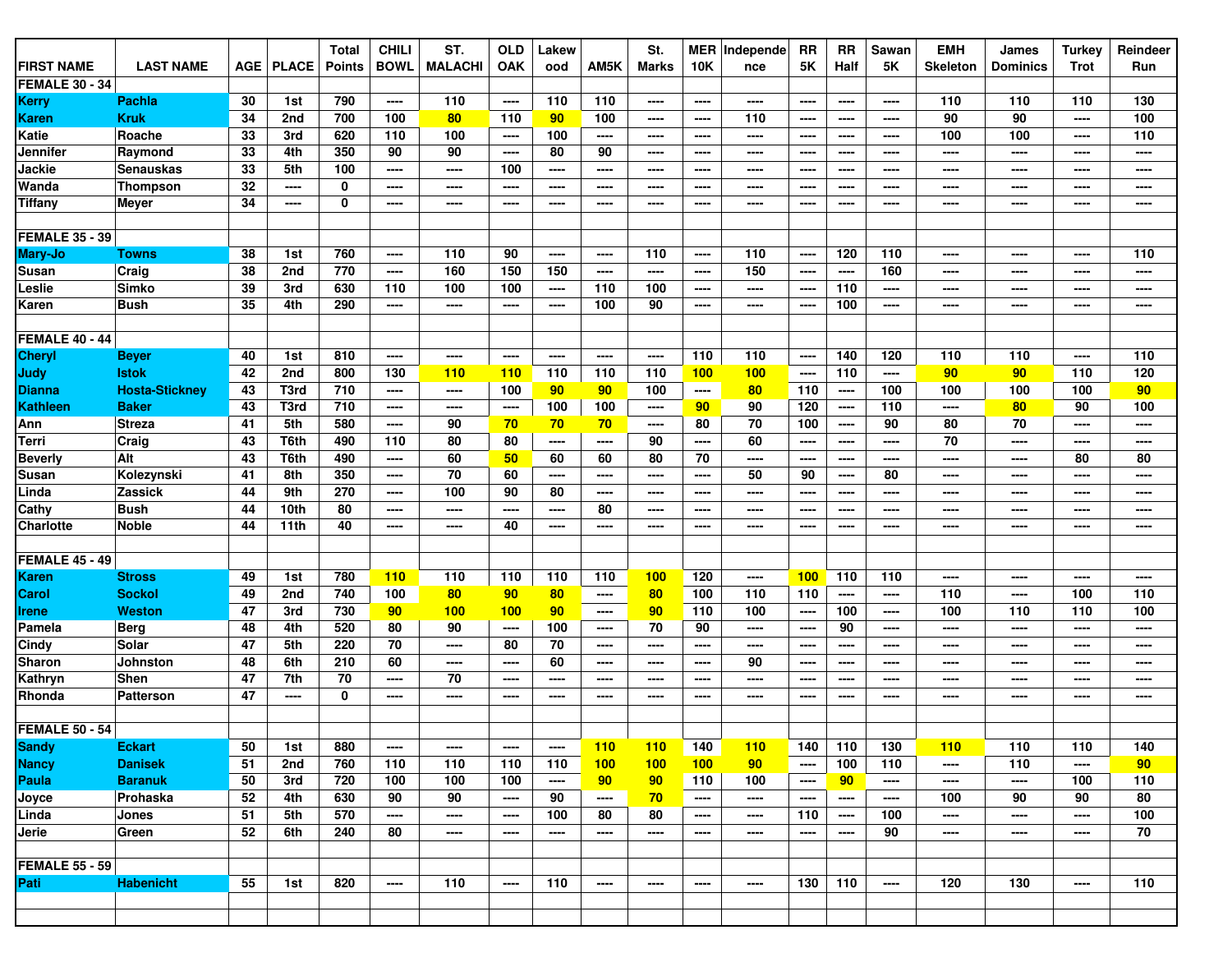| FIRST NAME | LAST NAME | AGE | PLACE | Total Points | CHILI BOWL | ST. MALACHI | OLD OAK | Lakewood | AM5K | St. Marks | MER 10K | Independence | RR 5K | RR Half | Sawan 5K | EMH Skeleton | James Dominics | Turkey Trot | Reindeer Run |
|---|---|---|---|---|---|---|---|---|---|---|---|---|---|---|---|---|---|---|---|
| **FEMALE 30 - 34** | | | | | | | | | | | | | | | | | | | |
| Kerry | Pachla | 30 | 1st | 790 | ---- | 110 | ---- | 110 | 110 | ---- | ---- | ---- | ---- | ---- | ---- | 110 | 110 | 110 | 130 |
| Karen | Kruk | 34 | 2nd | 700 | 100 | 80 | 110 | 90 | 100 | ---- | ---- | 110 | ---- | ---- | ---- | 90 | 90 | ---- | 100 |
| Katie | Roache | 33 | 3rd | 620 | 110 | 100 | ---- | 100 | ---- | ---- | ---- | ---- | ---- | ---- | ---- | 100 | 100 | ---- | 110 |
| Jennifer | Raymond | 33 | 4th | 350 | 90 | 90 | ---- | 80 | 90 | ---- | ---- | ---- | ---- | ---- | ---- | ---- | ---- | ---- | ---- |
| Jackie | Senauskas | 33 | 5th | 100 | ---- | ---- | 100 | ---- | ---- | ---- | ---- | ---- | ---- | ---- | ---- | ---- | ---- | ---- | ---- |
| Wanda | Thompson | 32 | ---- | 0 | ---- | ---- | ---- | ---- | ---- | ---- | ---- | ---- | ---- | ---- | ---- | ---- | ---- | ---- | ---- |
| Tiffany | Meyer | 34 | ---- | 0 | ---- | ---- | ---- | ---- | ---- | ---- | ---- | ---- | ---- | ---- | ---- | ---- | ---- | ---- | ---- |
| | | | | | | | | | | | | | | | | | | | |
| **FEMALE 35 - 39** | | | | | | | | | | | | | | | | | | | |
| Mary-Jo | Towns | 38 | 1st | 760 | ---- | 110 | 90 | ---- | ---- | 110 | ---- | 110 | ---- | 120 | 110 | ---- | ---- | ---- | 110 |
| Susan | Craig | 38 | 2nd | 770 | ---- | 160 | 150 | 150 | ---- | ---- | ---- | 150 | ---- | ---- | 160 | ---- | ---- | ---- | ---- |
| Leslie | Simko | 39 | 3rd | 630 | 110 | 100 | 100 | ---- | 110 | 100 | ---- | ---- | ---- | 110 | ---- | ---- | ---- | ---- | ---- |
| Karen | Bush | 35 | 4th | 290 | ---- | ---- | ---- | ---- | 100 | 90 | ---- | ---- | ---- | 100 | ---- | ---- | ---- | ---- | ---- |
| | | | | | | | | | | | | | | | | | | | |
| **FEMALE 40 - 44** | | | | | | | | | | | | | | | | | | | |
| Cheryl | Beyer | 40 | 1st | 810 | ---- | ---- | ---- | ---- | ---- | ---- | 110 | 110 | ---- | 140 | 120 | 110 | 110 | ---- | 110 |
| Judy | Istok | 42 | 2nd | 800 | 130 | 110 | 110 | 110 | 110 | 110 | 100 | 100 | ---- | 110 | ---- | 90 | 90 | 110 | 120 |
| Dianna | Hosta-Stickney | 43 | T3rd | 710 | ---- | ---- | 100 | 90 | 90 | 100 | ---- | 80 | 110 | ---- | 100 | 100 | 100 | 100 | 90 |
| Kathleen | Baker | 43 | T3rd | 710 | ---- | ---- | ---- | 100 | 100 | ---- | 90 | 90 | 120 | ---- | 110 | ---- | 80 | 90 | 100 |
| Ann | Streza | 41 | 5th | 580 | ---- | 90 | 70 | 70 | 70 | ---- | 80 | 70 | 100 | ---- | 90 | 80 | 70 | ---- | ---- |
| Terri | Craig | 43 | T6th | 490 | 110 | 80 | 80 | ---- | ---- | 90 | ---- | 60 | ---- | ---- | ---- | 70 | ---- | ---- | ---- |
| Beverly | Alt | 43 | T6th | 490 | ---- | 60 | 50 | 60 | 60 | 80 | 70 | ---- | ---- | ---- | ---- | ---- | ---- | 80 | 80 |
| Susan | Kolezynski | 41 | 8th | 350 | ---- | 70 | 60 | ---- | ---- | ---- | ---- | 50 | 90 | ---- | 80 | ---- | ---- | ---- | ---- |
| Linda | Zassick | 44 | 9th | 270 | ---- | 100 | 90 | 80 | ---- | ---- | ---- | ---- | ---- | ---- | ---- | ---- | ---- | ---- | ---- |
| Cathy | Bush | 44 | 10th | 80 | ---- | ---- | ---- | ---- | 80 | ---- | ---- | ---- | ---- | ---- | ---- | ---- | ---- | ---- | ---- |
| Charlotte | Noble | 44 | 11th | 40 | ---- | ---- | 40 | ---- | ---- | ---- | ---- | ---- | ---- | ---- | ---- | ---- | ---- | ---- | ---- |
| | | | | | | | | | | | | | | | | | | | |
| **FEMALE 45 - 49** | | | | | | | | | | | | | | | | | | | |
| Karen | Stross | 49 | 1st | 780 | 110 | 110 | 110 | 110 | 110 | 100 | 120 | ---- | 100 | 110 | 110 | ---- | ---- | ---- | ---- |
| Carol | Sockol | 49 | 2nd | 740 | 100 | 80 | 90 | 80 | ---- | 80 | 100 | 110 | 110 | ---- | ---- | 110 | ---- | 100 | 110 |
| Irene | Weston | 47 | 3rd | 730 | 90 | 100 | 100 | 90 | ---- | 90 | 110 | 100 | ---- | 100 | ---- | 100 | 110 | 110 | 100 |
| Pamela | Berg | 48 | 4th | 520 | 80 | 90 | ---- | 100 | ---- | 70 | 90 | ---- | ---- | 90 | ---- | ---- | ---- | ---- | ---- |
| Cindy | Solar | 47 | 5th | 220 | 70 | ---- | 80 | 70 | ---- | ---- | ---- | ---- | ---- | ---- | ---- | ---- | ---- | ---- | ---- |
| Sharon | Johnston | 48 | 6th | 210 | 60 | ---- | ---- | 60 | ---- | ---- | ---- | 90 | ---- | ---- | ---- | ---- | ---- | ---- | ---- |
| Kathryn | Shen | 47 | 7th | 70 | ---- | 70 | ---- | ---- | ---- | ---- | ---- | ---- | ---- | ---- | ---- | ---- | ---- | ---- | ---- |
| Rhonda | Patterson | 47 | ---- | 0 | ---- | ---- | ---- | ---- | ---- | ---- | ---- | ---- | ---- | ---- | ---- | ---- | ---- | ---- | ---- |
| | | | | | | | | | | | | | | | | | | | |
| **FEMALE 50 - 54** | | | | | | | | | | | | | | | | | | | |
| Sandy | Eckart | 50 | 1st | 880 | ---- | ---- | ---- | ---- | 110 | 110 | 140 | 110 | 140 | 110 | 130 | 110 | 110 | 110 | 140 |
| Nancy | Danisek | 51 | 2nd | 760 | 110 | 110 | 110 | 110 | 100 | 100 | 100 | 90 | ---- | 100 | 110 | ---- | 110 | ---- | 90 |
| Paula | Baranuk | 50 | 3rd | 720 | 100 | 100 | 100 | ---- | 90 | 90 | 110 | 100 | ---- | 90 | ---- | ---- | ---- | 100 | 110 |
| Joyce | Prohaska | 52 | 4th | 630 | 90 | 90 | ---- | 90 | ---- | 70 | ---- | ---- | ---- | ---- | ---- | 100 | 90 | 90 | 80 |
| Linda | Jones | 51 | 5th | 570 | ---- | ---- | ---- | 100 | 80 | 80 | ---- | ---- | 110 | ---- | 100 | ---- | ---- | ---- | 100 |
| Jerie | Green | 52 | 6th | 240 | 80 | ---- | ---- | ---- | ---- | ---- | ---- | ---- | ---- | ---- | 90 | ---- | ---- | ---- | 70 |
| | | | | | | | | | | | | | | | | | | | |
| **FEMALE 55 - 59** | | | | | | | | | | | | | | | | | | | |
| Pati | Habenicht | 55 | 1st | 820 | ---- | 110 | ---- | 110 | ---- | ---- | ---- | ---- | 130 | 110 | ---- | 120 | 130 | ---- | 110 |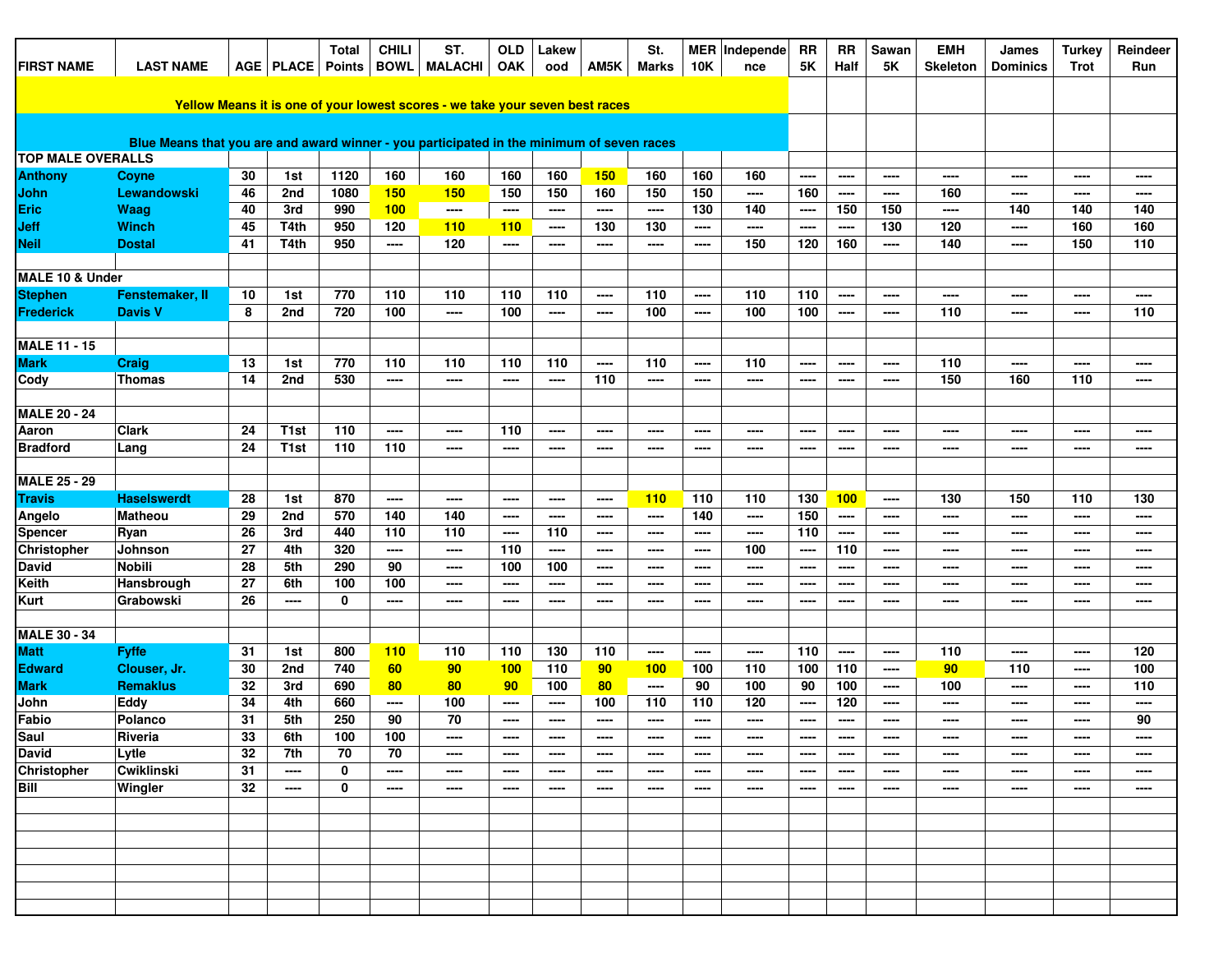| FIRST NAME | LAST NAME | AGE | PLACE | Total Points | CHILI BOWL | ST. MALACHI | OLD OAK | Lakewood | AM5K | St. Marks | MER 10K | Independence | RR 5K | RR Half | Sawan 5K | EMH Skeleton | James Dominics | Turkey Trot | Reindeer Run |
|---|---|---|---|---|---|---|---|---|---|---|---|---|---|---|---|---|---|---|---|
| Yellow Means it is one of your lowest scores - we take your seven best races | | | | | | | | | | | | | | | | | | | |
| Blue Means that you are and award winner - you participated in the minimum of seven races | | | | | | | | | | | | | | | | | | | |
| **TOP MALE OVERALLS** | | | | | | | | | | | | | | | | | | | |
| Anthony | Coyne | 30 | 1st | 1120 | 160 | 160 | 160 | 160 | 150 | 160 | 160 | 160 | ---- | ---- | ---- | ---- | ---- | ---- | ---- |
| John | Lewandowski | 46 | 2nd | 1080 | 150 | 150 | 150 | 150 | 160 | 150 | 150 | ---- | 160 | ---- | ---- | 160 | ---- | ---- | ---- |
| Eric | Waag | 40 | 3rd | 990 | 100 | ---- | ---- | ---- | ---- | ---- | 130 | 140 | ---- | 150 | 150 | ---- | 140 | 140 | 140 |
| Jeff | Winch | 45 | T4th | 950 | 120 | 110 | 110 | ---- | 130 | 130 | ---- | ---- | ---- | ---- | 130 | 120 | ---- | 160 | 160 |
| Neil | Dostal | 41 | T4th | 950 | ---- | 120 | ---- | ---- | ---- | ---- | ---- | 150 | 120 | 160 | ---- | 140 | ---- | 150 | 110 |
| **MALE 10 & Under** | | | | | | | | | | | | | | | | | | | |
| Stephen | Fenstemaker, II | 10 | 1st | 770 | 110 | 110 | 110 | 110 | ---- | 110 | ---- | 110 | 110 | ---- | ---- | ---- | ---- | ---- | ---- |
| Frederick | Davis V | 8 | 2nd | 720 | 100 | ---- | 100 | ---- | ---- | 100 | ---- | 100 | 100 | ---- | ---- | 110 | ---- | ---- | 110 |
| **MALE 11 - 15** | | | | | | | | | | | | | | | | | | | |
| Mark | Craig | 13 | 1st | 770 | 110 | 110 | 110 | 110 | ---- | 110 | ---- | 110 | ---- | ---- | ---- | 110 | ---- | ---- | ---- |
| Cody | Thomas | 14 | 2nd | 530 | ---- | ---- | ---- | ---- | 110 | ---- | ---- | ---- | ---- | ---- | ---- | 150 | 160 | 110 | ---- |
| **MALE 20 - 24** | | | | | | | | | | | | | | | | | | | |
| Aaron | Clark | 24 | T1st | 110 | ---- | ---- | 110 | ---- | ---- | ---- | ---- | ---- | ---- | ---- | ---- | ---- | ---- | ---- | ---- |
| Bradford | Lang | 24 | T1st | 110 | 110 | ---- | ---- | ---- | ---- | ---- | ---- | ---- | ---- | ---- | ---- | ---- | ---- | ---- | ---- |
| **MALE 25 - 29** | | | | | | | | | | | | | | | | | | | |
| Travis | Haselswerdt | 28 | 1st | 870 | ---- | ---- | ---- | ---- | ---- | 110 | 110 | 110 | 130 | 100 | ---- | 130 | 150 | 110 | 130 |
| Angelo | Matheou | 29 | 2nd | 570 | 140 | 140 | ---- | ---- | ---- | ---- | 140 | ---- | 150 | ---- | ---- | ---- | ---- | ---- | ---- |
| Spencer | Ryan | 26 | 3rd | 440 | 110 | 110 | ---- | 110 | ---- | ---- | ---- | ---- | 110 | ---- | ---- | ---- | ---- | ---- | ---- |
| Christopher | Johnson | 27 | 4th | 320 | ---- | ---- | 110 | ---- | ---- | ---- | ---- | 100 | ---- | 110 | ---- | ---- | ---- | ---- | ---- |
| David | Nobili | 28 | 5th | 290 | 90 | ---- | 100 | 100 | ---- | ---- | ---- | ---- | ---- | ---- | ---- | ---- | ---- | ---- | ---- |
| Keith | Hansbrough | 27 | 6th | 100 | 100 | ---- | ---- | ---- | ---- | ---- | ---- | ---- | ---- | ---- | ---- | ---- | ---- | ---- | ---- |
| Kurt | Grabowski | 26 | ---- | 0 | ---- | ---- | ---- | ---- | ---- | ---- | ---- | ---- | ---- | ---- | ---- | ---- | ---- | ---- | ---- |
| **MALE 30 - 34** | | | | | | | | | | | | | | | | | | | |
| Matt | Fyffe | 31 | 1st | 800 | 110 | 110 | 110 | 130 | 110 | ---- | ---- | ---- | 110 | ---- | ---- | 110 | ---- | ---- | 120 |
| Edward | Clouser, Jr. | 30 | 2nd | 740 | 60 | 90 | 100 | 110 | 90 | 100 | 100 | 110 | 100 | 110 | ---- | 90 | 110 | ---- | 100 |
| Mark | Remaklus | 32 | 3rd | 690 | 80 | 80 | 90 | 100 | 80 | ---- | 90 | 100 | 90 | 100 | ---- | 100 | ---- | ---- | 110 |
| John | Eddy | 34 | 4th | 660 | ---- | 100 | ---- | ---- | 100 | 110 | 110 | 120 | ---- | 120 | ---- | ---- | ---- | ---- | ---- |
| Fabio | Polanco | 31 | 5th | 250 | 90 | 70 | ---- | ---- | ---- | ---- | ---- | ---- | ---- | ---- | ---- | ---- | ---- | ---- | 90 |
| Saul | Riveria | 33 | 6th | 100 | 100 | ---- | ---- | ---- | ---- | ---- | ---- | ---- | ---- | ---- | ---- | ---- | ---- | ---- | ---- |
| David | Lytle | 32 | 7th | 70 | 70 | ---- | ---- | ---- | ---- | ---- | ---- | ---- | ---- | ---- | ---- | ---- | ---- | ---- | ---- |
| Christopher | Cwiklinski | 31 | ---- | 0 | ---- | ---- | ---- | ---- | ---- | ---- | ---- | ---- | ---- | ---- | ---- | ---- | ---- | ---- | ---- |
| Bill | Wingler | 32 | ---- | 0 | ---- | ---- | ---- | ---- | ---- | ---- | ---- | ---- | ---- | ---- | ---- | ---- | ---- | ---- | ---- |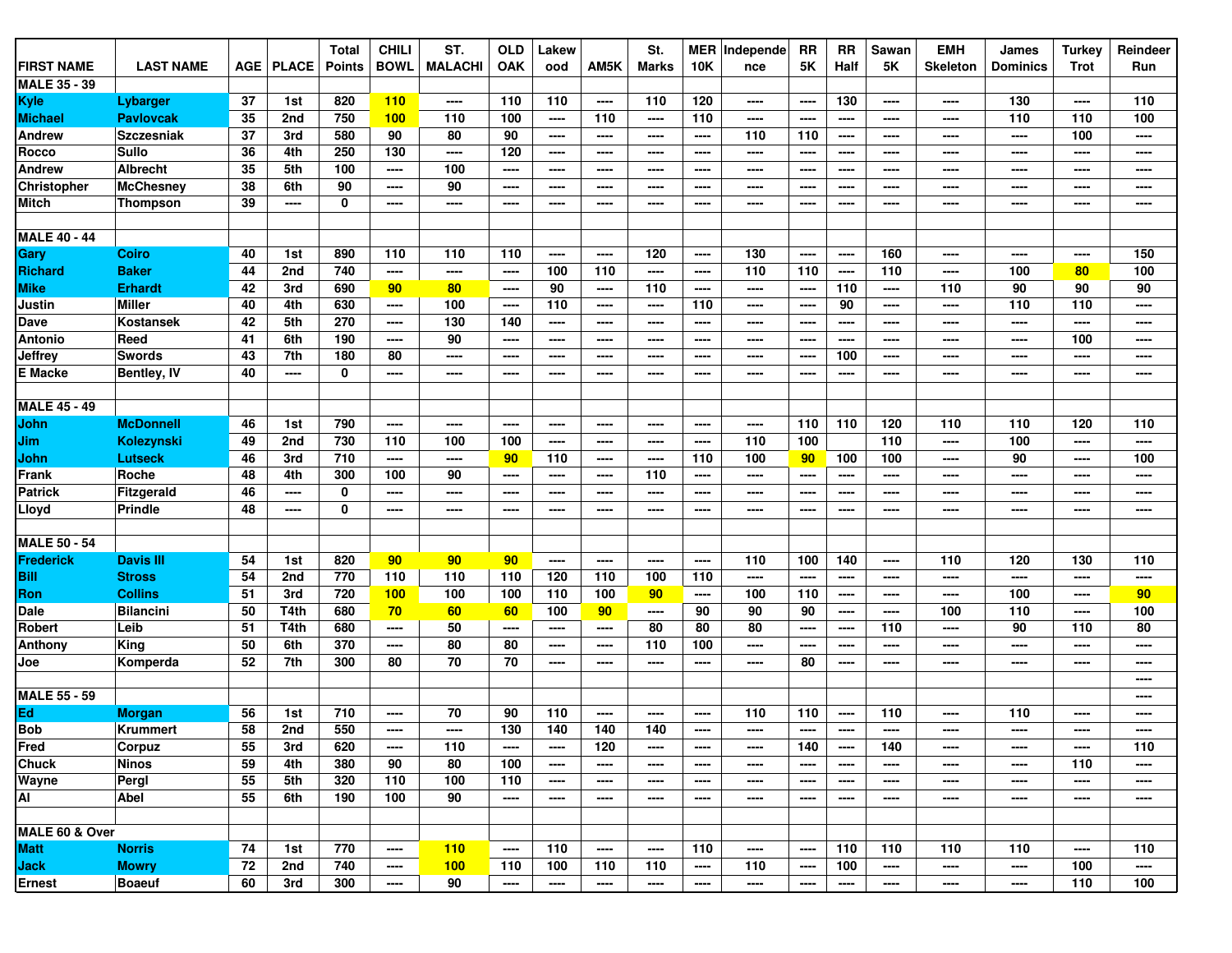| FIRST NAME | LAST NAME | AGE | PLACE | Total Points | CHILI BOWL | ST. MALACHI | OLD OAK | Lakewood | AM5K | St. Marks | MER 10K | Independence | RR 5K | RR Half | Sawan 5K | EMH Skeleton | James Dominics | Turkey Trot | Reindeer Run |
|---|---|---|---|---|---|---|---|---|---|---|---|---|---|---|---|---|---|---|---|
| **MALE 35 - 39** | | | | | | | | | | | | | | | | | | | |
| Kyle | Lybarger | 37 | 1st | 820 | 110 | ---- | 110 | 110 | ---- | 110 | 120 | ---- | ---- | 130 | ---- | ---- | 130 | ---- | 110 |
| Michael | Pavlovcak | 35 | 2nd | 750 | 100 | 110 | 100 | ---- | 110 | ---- | 110 | ---- | ---- | ---- | ---- | ---- | 110 | 110 | 100 |
| Andrew | Szczesniak | 37 | 3rd | 580 | 90 | 80 | 90 | ---- | ---- | ---- | ---- | 110 | 110 | ---- | ---- | ---- | ---- | 100 | ---- |
| Rocco | Sullo | 36 | 4th | 250 | 130 | ---- | 120 | ---- | ---- | ---- | ---- | ---- | ---- | ---- | ---- | ---- | ---- | ---- | ---- |
| Andrew | Albrecht | 35 | 5th | 100 | ---- | 100 | ---- | ---- | ---- | ---- | ---- | ---- | ---- | ---- | ---- | ---- | ---- | ---- | ---- |
| Christopher | McChesney | 38 | 6th | 90 | ---- | 90 | ---- | ---- | ---- | ---- | ---- | ---- | ---- | ---- | ---- | ---- | ---- | ---- | ---- |
| Mitch | Thompson | 39 | ---- | 0 | ---- | ---- | ---- | ---- | ---- | ---- | ---- | ---- | ---- | ---- | ---- | ---- | ---- | ---- | ---- |
| | | | | | | | | | | | | | | | | | | | |
| **MALE 40 - 44** | | | | | | | | | | | | | | | | | | | |
| Gary | Coiro | 40 | 1st | 890 | 110 | 110 | 110 | ---- | ---- | 120 | ---- | 130 | ---- | ---- | 160 | ---- | ---- | ---- | 150 |
| Richard | Baker | 44 | 2nd | 740 | ---- | ---- | ---- | 100 | 110 | ---- | ---- | 110 | 110 | ---- | 110 | ---- | 100 | 80 | 100 |
| Mike | Erhardt | 42 | 3rd | 690 | 90 | 80 | ---- | 90 | ---- | 110 | ---- | ---- | ---- | 110 | ---- | 110 | 90 | 90 | 90 |
| Justin | Miller | 40 | 4th | 630 | ---- | 100 | ---- | 110 | ---- | ---- | 110 | ---- | ---- | 90 | ---- | ---- | 110 | 110 | ---- |
| Dave | Kostansek | 42 | 5th | 270 | ---- | 130 | 140 | ---- | ---- | ---- | ---- | ---- | ---- | ---- | ---- | ---- | ---- | ---- | ---- |
| Antonio | Reed | 41 | 6th | 190 | ---- | 90 | ---- | ---- | ---- | ---- | ---- | ---- | ---- | ---- | ---- | ---- | ---- | 100 | ---- |
| Jeffrey | Swords | 43 | 7th | 180 | 80 | ---- | ---- | ---- | ---- | ---- | ---- | ---- | ---- | 100 | ---- | ---- | ---- | ---- | ---- |
| E Macke | Bentley, IV | 40 | ---- | 0 | ---- | ---- | ---- | ---- | ---- | ---- | ---- | ---- | ---- | ---- | ---- | ---- | ---- | ---- | ---- |
| | | | | | | | | | | | | | | | | | | | |
| **MALE 45 - 49** | | | | | | | | | | | | | | | | | | | |
| John | McDonnell | 46 | 1st | 790 | ---- | ---- | ---- | ---- | ---- | ---- | ---- | ---- | 110 | 110 | 120 | 110 | 110 | 120 | 110 |
| Jim | Kolezynski | 49 | 2nd | 730 | 110 | 100 | 100 | ---- | ---- | ---- | ---- | 110 | 100 | | 110 | ---- | 100 | ---- | ---- |
| John | Lutseck | 46 | 3rd | 710 | ---- | ---- | 90 | 110 | ---- | ---- | 110 | 100 | 90 | 100 | 100 | ---- | 90 | ---- | 100 |
| Frank | Roche | 48 | 4th | 300 | 100 | 90 | ---- | ---- | ---- | 110 | ---- | ---- | ---- | ---- | ---- | ---- | ---- | ---- | ---- |
| Patrick | Fitzgerald | 46 | ---- | 0 | ---- | ---- | ---- | ---- | ---- | ---- | ---- | ---- | ---- | ---- | ---- | ---- | ---- | ---- | ---- |
| Lloyd | Prindle | 48 | ---- | 0 | ---- | ---- | ---- | ---- | ---- | ---- | ---- | ---- | ---- | ---- | ---- | ---- | ---- | ---- | ---- |
| | | | | | | | | | | | | | | | | | | | |
| **MALE 50 - 54** | | | | | | | | | | | | | | | | | | | |
| Frederick | Davis III | 54 | 1st | 820 | 90 | 90 | 90 | ---- | ---- | ---- | ---- | 110 | 100 | 140 | ---- | 110 | 120 | 130 | 110 |
| Bill | Stross | 54 | 2nd | 770 | 110 | 110 | 110 | 120 | 110 | 100 | 110 | ---- | ---- | ---- | ---- | ---- | ---- | ---- | ---- |
| Ron | Collins | 51 | 3rd | 720 | 100 | 100 | 100 | 110 | 100 | 90 | ---- | 100 | 110 | ---- | ---- | ---- | 100 | ---- | 90 |
| Dale | Bilancini | 50 | T4th | 680 | 70 | 60 | 60 | 100 | 90 | ---- | 90 | 90 | 90 | ---- | ---- | 100 | 110 | ---- | 100 |
| Robert | Leib | 51 | T4th | 680 | ---- | 50 | ---- | ---- | ---- | 80 | 80 | 80 | ---- | ---- | 110 | ---- | 90 | 110 | 80 |
| Anthony | King | 50 | 6th | 370 | ---- | 80 | 80 | ---- | ---- | 110 | 100 | ---- | ---- | ---- | ---- | ---- | ---- | ---- | ---- |
| Joe | Komperda | 52 | 7th | 300 | 80 | 70 | 70 | ---- | ---- | ---- | ---- | ---- | 80 | ---- | ---- | ---- | ---- | ---- | ---- |
| | | | | | | | | | | | | | | | | | | | ---- |
| **MALE 55 - 59** | | | | | | | | | | | | | | | | | | | ---- |
| Ed | Morgan | 56 | 1st | 710 | ---- | 70 | 90 | 110 | ---- | ---- | ---- | 110 | 110 | ---- | 110 | ---- | 110 | ---- | ---- |
| Bob | Krummert | 58 | 2nd | 550 | ---- | ---- | 130 | 140 | 140 | 140 | ---- | ---- | ---- | ---- | ---- | ---- | ---- | ---- | ---- |
| Fred | Corpuz | 55 | 3rd | 620 | ---- | 110 | ---- | ---- | 120 | ---- | ---- | ---- | 140 | ---- | 140 | ---- | ---- | ---- | 110 |
| Chuck | Ninos | 59 | 4th | 380 | 90 | 80 | 100 | ---- | ---- | ---- | ---- | ---- | ---- | ---- | ---- | ---- | ---- | 110 | ---- |
| Wayne | Pergl | 55 | 5th | 320 | 110 | 100 | 110 | ---- | ---- | ---- | ---- | ---- | ---- | ---- | ---- | ---- | ---- | ---- | ---- |
| Al | Abel | 55 | 6th | 190 | 100 | 90 | ---- | ---- | ---- | ---- | ---- | ---- | ---- | ---- | ---- | ---- | ---- | ---- | ---- |
| | | | | | | | | | | | | | | | | | | | |
| **MALE 60 & Over** | | | | | | | | | | | | | | | | | | | |
| Matt | Norris | 74 | 1st | 770 | ---- | 110 | ---- | 110 | ---- | ---- | 110 | ---- | ---- | 110 | 110 | 110 | 110 | ---- | 110 |
| Jack | Mowry | 72 | 2nd | 740 | ---- | 100 | 110 | 100 | 110 | 110 | ---- | 110 | ---- | 100 | ---- | ---- | ---- | 100 | ---- |
| Ernest | Boaeuf | 60 | 3rd | 300 | ---- | 90 | ---- | ---- | ---- | ---- | ---- | ---- | ---- | ---- | ---- | ---- | ---- | 110 | 100 |